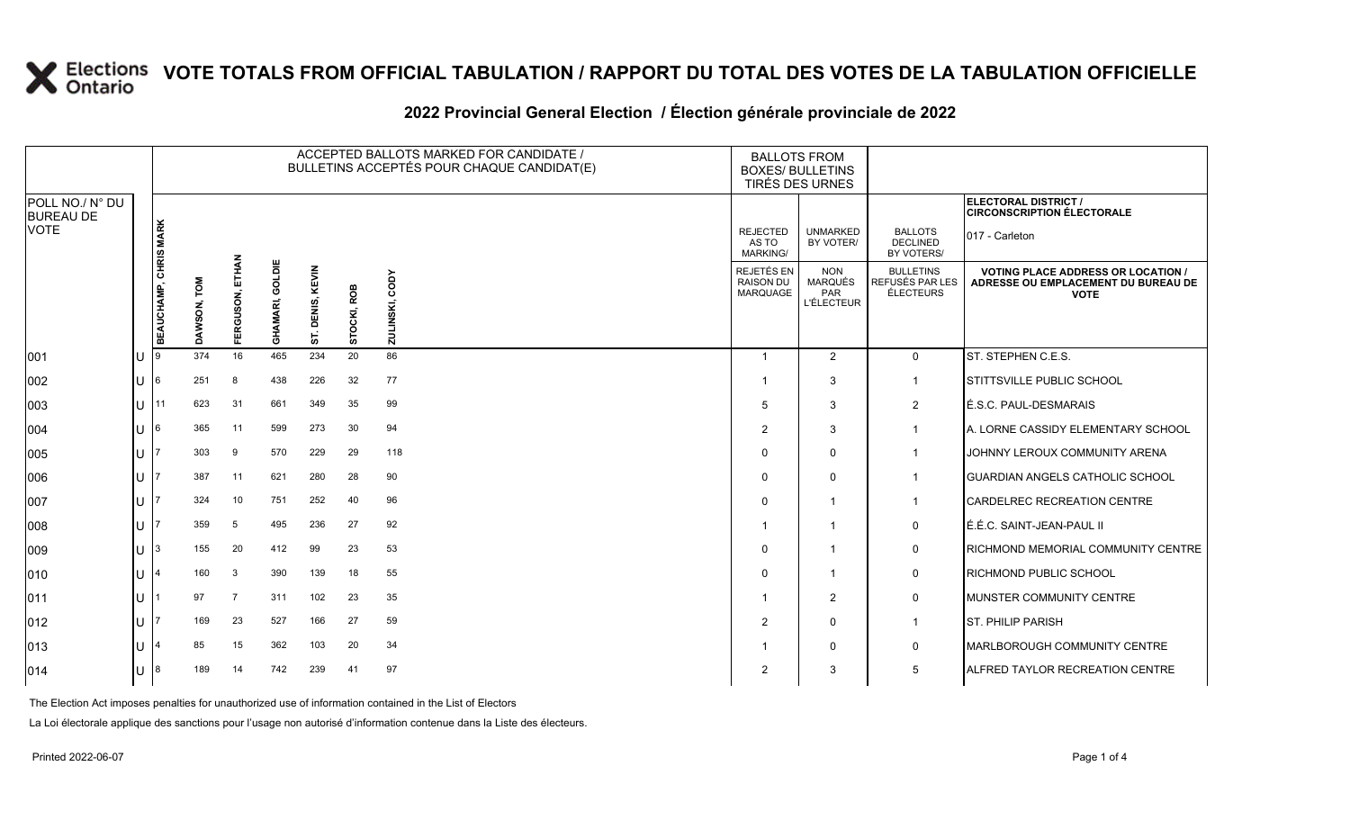# VOTE TOTALS FROM OFFICIAL TABULATION / RAPPORT DU TOTAL DES VOTES DE LA TABULATION OFFICIELLE

## 2022 Provincial General Election / Élection générale provinciale de 2022

ELECTORAL DISTRICT / CIRCONSCRIPTION ÉLECTORALE: 017 - Carleton

| POLL NO./ N° DU BUREAU DE VOTE | | ACCEPTED BALLOTS MARKED FOR CANDIDATE / BULLETINS ACCEPTÉS POUR CHAQUE CANDIDAT(E) | | | | | | | BALLOTS FROM BOXES/ BULLETINS TIRÉS DES URNES | | | |
|---|---|---|---|---|---|---|---|---|---|---|---|---|
| | | BEAUCHAMP, CHRIS MARK | DAWSON, TOM | FERGUSON, ETHAN | GHAMARI, GOLDIE | ST. DENIS, KEVIN | STOCKI, ROB | ZULINSKI, CODY | REJECTED AS TO MARKING/ REJETÉS EN RAISON DU MARQUAGE | UNMARKED BY VOTER/ NON MARQUÉS PAR L'ÉLECTEUR | BALLOTS DECLINED BY VOTERS/ BULLETINS REFUSÉS PAR LES ÉLECTEURS | VOTING PLACE ADDRESS OR LOCATION / ADRESSE OU EMPLACEMENT DU BUREAU DE VOTE |
| 001 | U | 9 | 374 | 16 | 465 | 234 | 20 | 86 | 1 | 2 | 0 | ST. STEPHEN C.E.S. |
| 002 | U | 6 | 251 | 8 | 438 | 226 | 32 | 77 | 1 | 3 | 1 | STITTSVILLE PUBLIC SCHOOL |
| 003 | U | 11 | 623 | 31 | 661 | 349 | 35 | 99 | 5 | 3 | 2 | É.S.C. PAUL-DESMARAIS |
| 004 | U | 6 | 365 | 11 | 599 | 273 | 30 | 94 | 2 | 3 | 1 | A. LORNE CASSIDY ELEMENTARY SCHOOL |
| 005 | U | 7 | 303 | 9 | 570 | 229 | 29 | 118 | 0 | 0 | 1 | JOHNNY LEROUX COMMUNITY ARENA |
| 006 | U | 7 | 387 | 11 | 621 | 280 | 28 | 90 | 0 | 0 | 1 | GUARDIAN ANGELS CATHOLIC SCHOOL |
| 007 | U | 7 | 324 | 10 | 751 | 252 | 40 | 96 | 0 | 1 | 1 | CARDELREC RECREATION CENTRE |
| 008 | U | 7 | 359 | 5 | 495 | 236 | 27 | 92 | 1 | 1 | 0 | É.É.C. SAINT-JEAN-PAUL II |
| 009 | U | 3 | 155 | 20 | 412 | 99 | 23 | 53 | 0 | 1 | 0 | RICHMOND MEMORIAL COMMUNITY CENTRE |
| 010 | U | 4 | 160 | 3 | 390 | 139 | 18 | 55 | 0 | 1 | 0 | RICHMOND PUBLIC SCHOOL |
| 011 | U | 1 | 97 | 7 | 311 | 102 | 23 | 35 | 1 | 2 | 0 | MUNSTER COMMUNITY CENTRE |
| 012 | U | 7 | 169 | 23 | 527 | 166 | 27 | 59 | 2 | 0 | 1 | ST. PHILIP PARISH |
| 013 | U | 4 | 85 | 15 | 362 | 103 | 20 | 34 | 1 | 0 | 0 | MARLBOROUGH COMMUNITY CENTRE |
| 014 | U | 8 | 189 | 14 | 742 | 239 | 41 | 97 | 2 | 3 | 5 | ALFRED TAYLOR RECREATION CENTRE |

The Election Act imposes penalties for unauthorized use of information contained in the List of Electors

La Loi électorale applique des sanctions pour l'usage non autorisé d'information contenue dans la Liste des électeurs.

Printed 2022-06-07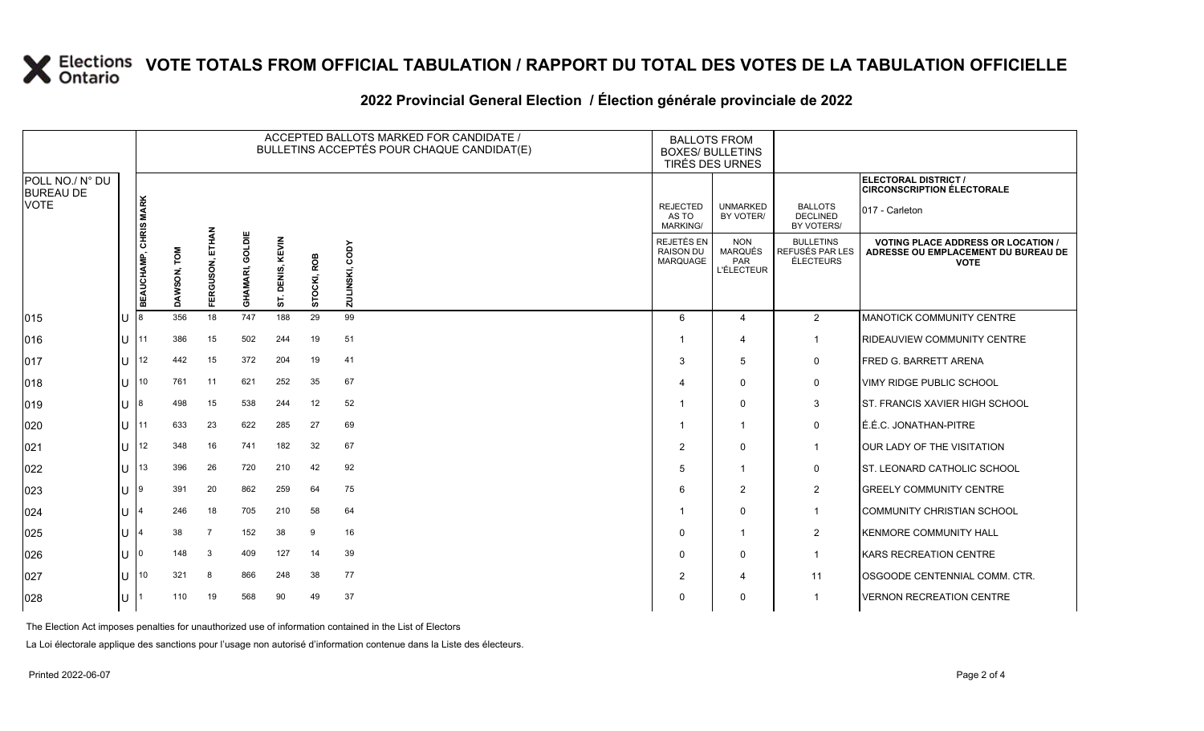# VOTE TOTALS FROM OFFICIAL TABULATION / RAPPORT DU TOTAL DES VOTES DE LA TABULATION OFFICIELLE

## 2022 Provincial General Election / Élection générale provinciale de 2022

| POLL NO./ N° DU BUREAU DE VOTE | | ACCEPTED BALLOTS MARKED FOR CANDIDATE / BULLETINS ACCEPTÉS POUR CHAQUE CANDIDAT(E) | | | | | | | BALLOTS FROM BOXES/ BULLETINS TIRÉS DES URNES | | | ELECTORAL DISTRICT / CIRCONSCRIPTION ÉLECTORALE 017 - Carleton |
|---|---|---|---|---|---|---|---|---|---|---|---|---|
| | | BEAUCHAMP, CHRIS MARK | DAWSON, TOM | FERGUSON, ETHAN | GHAMARI, GOLDIE | ST. DENIS, KEVIN | STOCKI, ROB | ZULINSKI, CODY | REJECTED AS TO MARKING/ REJETÉS EN RAISON DU MARQUAGE | UNMARKED BY VOTER/ NON MARQUÉS PAR L'ÉLECTEUR | BALLOTS DECLINED BY VOTERS/ BULLETINS REFUSÉS PAR LES ÉLECTEURS | VOTING PLACE ADDRESS OR LOCATION / ADRESSE OU EMPLACEMENT DU BUREAU DE VOTE |
| 015 | U | 8 | 356 | 18 | 747 | 188 | 29 | 99 | 6 | 4 | 2 | MANOTICK COMMUNITY CENTRE |
| 016 | U | 11 | 386 | 15 | 502 | 244 | 19 | 51 | 1 | 4 | 1 | RIDEAUVIEW COMMUNITY CENTRE |
| 017 | U | 12 | 442 | 15 | 372 | 204 | 19 | 41 | 3 | 5 | 0 | FRED G. BARRETT ARENA |
| 018 | U | 10 | 761 | 11 | 621 | 252 | 35 | 67 | 4 | 0 | 0 | VIMY RIDGE PUBLIC SCHOOL |
| 019 | U | 8 | 498 | 15 | 538 | 244 | 12 | 52 | 1 | 0 | 3 | ST. FRANCIS XAVIER HIGH SCHOOL |
| 020 | U | 11 | 633 | 23 | 622 | 285 | 27 | 69 | 1 | 1 | 0 | É.É.C. JONATHAN-PITRE |
| 021 | U | 12 | 348 | 16 | 741 | 182 | 32 | 67 | 2 | 0 | 1 | OUR LADY OF THE VISITATION |
| 022 | U | 13 | 396 | 26 | 720 | 210 | 42 | 92 | 5 | 1 | 0 | ST. LEONARD CATHOLIC SCHOOL |
| 023 | U | 9 | 391 | 20 | 862 | 259 | 64 | 75 | 6 | 2 | 2 | GREELY COMMUNITY CENTRE |
| 024 | U | 4 | 246 | 18 | 705 | 210 | 58 | 64 | 1 | 0 | 1 | COMMUNITY CHRISTIAN SCHOOL |
| 025 | U | 4 | 38 | 7 | 152 | 38 | 9 | 16 | 0 | 1 | 2 | KENMORE COMMUNITY HALL |
| 026 | U | 0 | 148 | 3 | 409 | 127 | 14 | 39 | 0 | 0 | 1 | KARS RECREATION CENTRE |
| 027 | U | 10 | 321 | 8 | 866 | 248 | 38 | 77 | 2 | 4 | 11 | OSGOODE CENTENNIAL COMM. CTR. |
| 028 | U | 1 | 110 | 19 | 568 | 90 | 49 | 37 | 0 | 0 | 1 | VERNON RECREATION CENTRE |

The Election Act imposes penalties for unauthorized use of information contained in the List of Electors

La Loi électorale applique des sanctions pour l'usage non autorisé d'information contenue dans la Liste des électeurs.

Printed 2022-06-07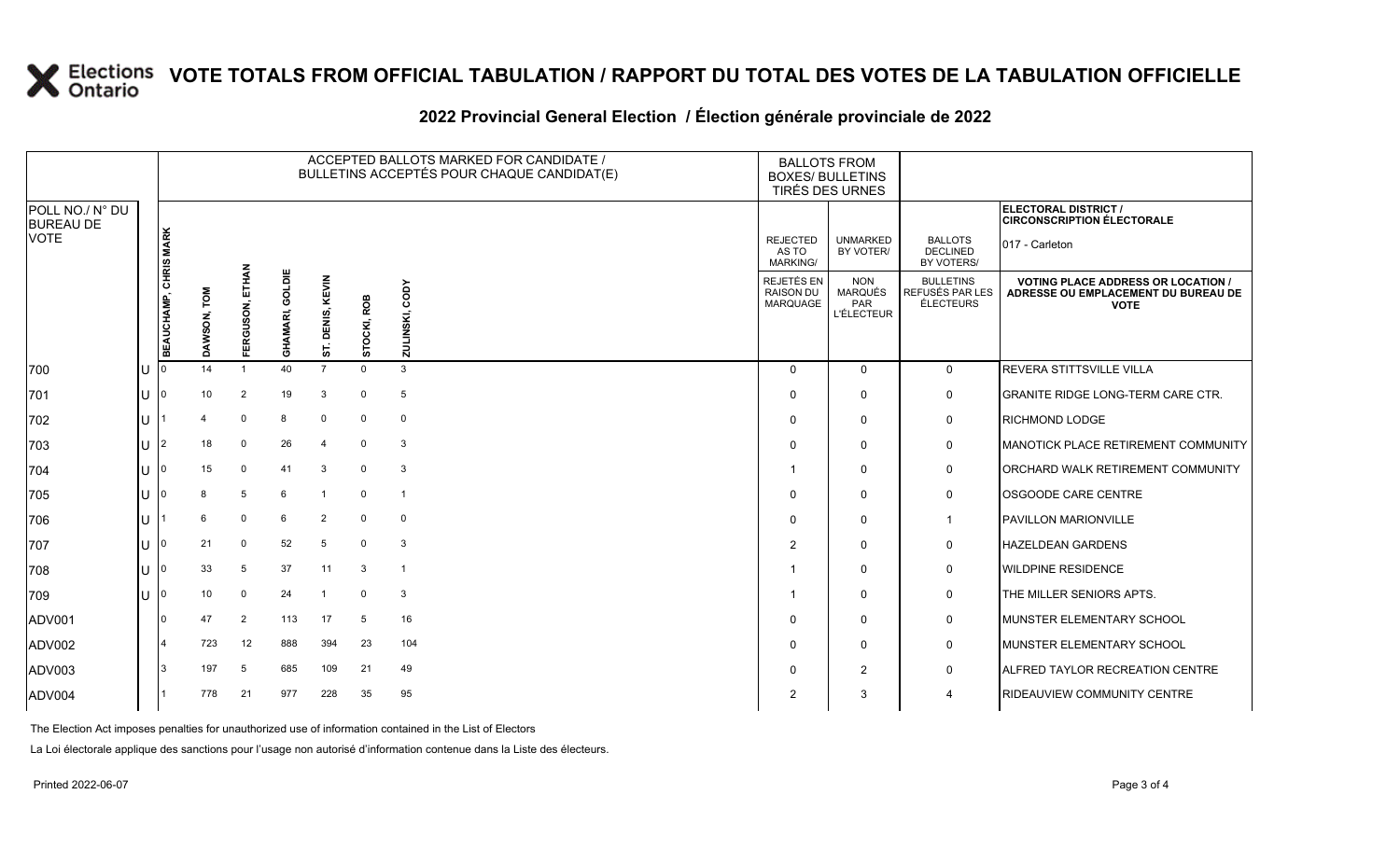# VOTE TOTALS FROM OFFICIAL TABULATION / RAPPORT DU TOTAL DES VOTES DE LA TABULATION OFFICIELLE

## 2022 Provincial General Election / Élection générale provinciale de 2022

ELECTORAL DISTRICT / CIRCONSCRIPTION ÉLECTORALE: 017 - Carleton

| POLL NO./ N° DU BUREAU DE VOTE | | ACCEPTED BALLOTS MARKED FOR CANDIDATE / BULLETINS ACCEPTÉS POUR CHAQUE CANDIDAT(E) | | | | | | | BALLOTS FROM BOXES/ BULLETINS TIRÉS DES URNES | | | |
|---|---|---|---|---|---|---|---|---|---|---|---|---|
| | | BEAUCHAMP, CHRIS MARK | DAWSON, TOM | FERGUSON, ETHAN | GHAMARI, GOLDIE | ST. DENIS, KEVIN | STOCKI, ROB | ZULINSKI, CODY | REJECTED AS TO MARKING/ REJETÉS EN RAISON DU MARQUAGE | UNMARKED BY VOTER/ NON MARQUÉS PAR L'ÉLECTEUR | BALLOTS DECLINED BY VOTERS/ BULLETINS REFUSÉS PAR LES ÉLECTEURS | VOTING PLACE ADDRESS OR LOCATION / ADRESSE OU EMPLACEMENT DU BUREAU DE VOTE |
| 700 | U | 0 | 14 | 1 | 40 | 7 | 0 | 3 | 0 | 0 | 0 | REVERA STITTSVILLE VILLA |
| 701 | U | 0 | 10 | 2 | 19 | 3 | 0 | 5 | 0 | 0 | 0 | GRANITE RIDGE LONG-TERM CARE CTR. |
| 702 | U | 1 | 4 | 0 | 8 | 0 | 0 | 0 | 0 | 0 | 0 | RICHMOND LODGE |
| 703 | U | 2 | 18 | 0 | 26 | 4 | 0 | 3 | 0 | 0 | 0 | MANOTICK PLACE RETIREMENT COMMUNITY |
| 704 | U | 0 | 15 | 0 | 41 | 3 | 0 | 3 | 1 | 0 | 0 | ORCHARD WALK RETIREMENT COMMUNITY |
| 705 | U | 0 | 8 | 5 | 6 | 1 | 0 | 1 | 0 | 0 | 0 | OSGOODE CARE CENTRE |
| 706 | U | 1 | 6 | 0 | 6 | 2 | 0 | 0 | 0 | 0 | 1 | PAVILLON MARIONVILLE |
| 707 | U | 0 | 21 | 0 | 52 | 5 | 0 | 3 | 2 | 0 | 0 | HAZELDEAN GARDENS |
| 708 | U | 0 | 33 | 5 | 37 | 11 | 3 | 1 | 1 | 0 | 0 | WILDPINE RESIDENCE |
| 709 | U | 0 | 10 | 0 | 24 | 1 | 0 | 3 | 1 | 0 | 0 | THE MILLER SENIORS APTS. |
| ADV001 | | 0 | 47 | 2 | 113 | 17 | 5 | 16 | 0 | 0 | 0 | MUNSTER ELEMENTARY SCHOOL |
| ADV002 | | 4 | 723 | 12 | 888 | 394 | 23 | 104 | 0 | 0 | 0 | MUNSTER ELEMENTARY SCHOOL |
| ADV003 | | 3 | 197 | 5 | 685 | 109 | 21 | 49 | 0 | 2 | 0 | ALFRED TAYLOR RECREATION CENTRE |
| ADV004 | | 1 | 778 | 21 | 977 | 228 | 35 | 95 | 2 | 3 | 4 | RIDEAUVIEW COMMUNITY CENTRE |

The Election Act imposes penalties for unauthorized use of information contained in the List of Electors

La Loi électorale applique des sanctions pour l'usage non autorisé d'information contenue dans la Liste des électeurs.

Printed 2022-06-07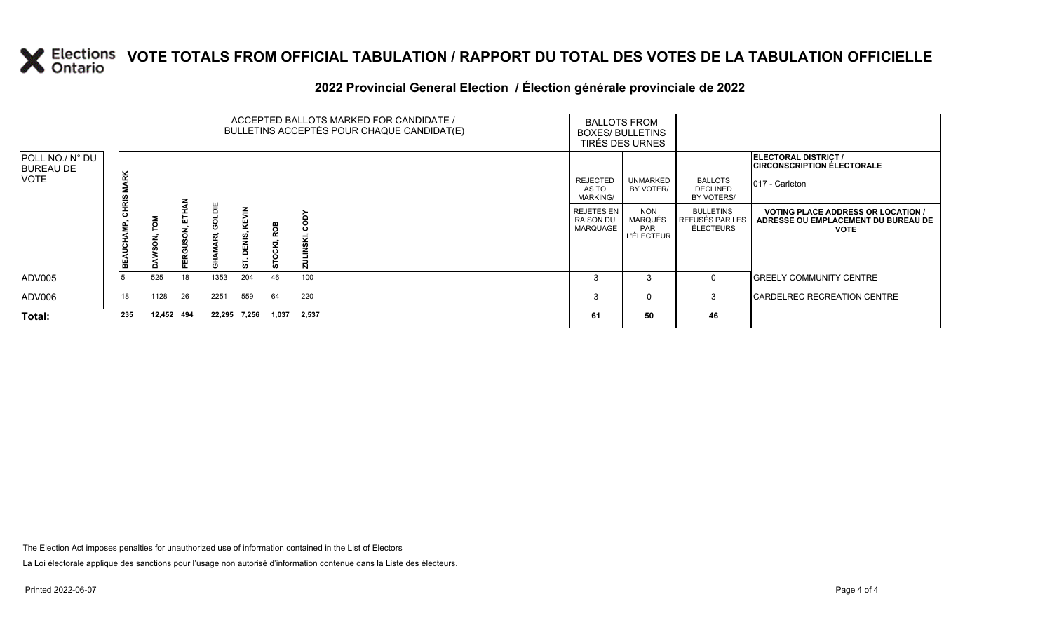# VOTE TOTALS FROM OFFICIAL TABULATION / RAPPORT DU TOTAL DES VOTES DE LA TABULATION OFFICIELLE

## 2022 Provincial General Election / Élection générale provinciale de 2022

| POLL NO./ N° DU BUREAU DE VOTE | ACCEPTED BALLOTS MARKED FOR CANDIDATE / BULLETINS ACCEPTÉS POUR CHAQUE CANDIDAT(E) | | | | | | | BALLOTS FROM BOXES/ BULLETINS TIRÉS DES URNES | | | ELECTORAL DISTRICT / CIRCONSCRIPTION ÉLECTORALE 017 - Carleton |
|---|---|---|---|---|---|---|---|---|---|---|---|
| | BEAUCHAMP, CHRIS MARK | DAWSON, TOM | FERGUSON, ETHAN | GHAMARI, GOLDIE | ST. DENIS, KEVIN | STOCKI, ROB | ZULINSKI, CODY | REJECTED AS TO MARKING/ REJETÉS EN RAISON DU MARQUAGE | UNMARKED BY VOTER/ NON MARQUÉS PAR L'ÉLECTEUR | BALLOTS DECLINED BY VOTERS/ BULLETINS REFUSÉS PAR LES ÉLECTEURS | VOTING PLACE ADDRESS OR LOCATION / ADRESSE OU EMPLACEMENT DU BUREAU DE VOTE |
| ADV005 | 5 | 525 | 18 | 1353 | 204 | 46 | 100 | 3 | 3 | 0 | GREELY COMMUNITY CENTRE |
| ADV006 | 18 | 1128 | 26 | 2251 | 559 | 64 | 220 | 3 | 0 | 3 | CARDELREC RECREATION CENTRE |
| **Total:** | **235** | **12,452** | **494** | **22,295** | **7,256** | **1,037** | **2,537** | **61** | **50** | **46** | |

The Election Act imposes penalties for unauthorized use of information contained in the List of Electors

La Loi électorale applique des sanctions pour l'usage non autorisé d'information contenue dans la Liste des électeurs.

Printed 2022-06-07